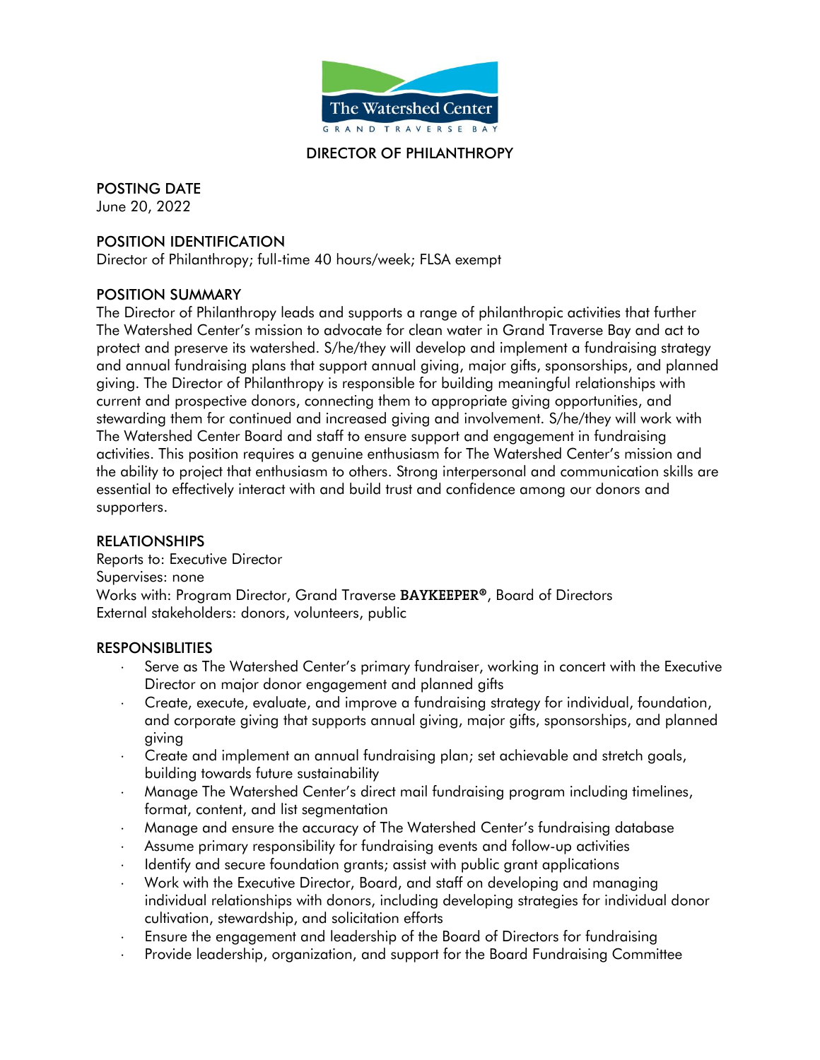The Watershed Center
GRAND TRAVERSE BAY

# DIRECTOR OF PHILANTHROPY

## POSTING DATE

June 20, 2022

## POSITION IDENTIFICATION

Director of Philanthropy; full-time 40 hours/week; FLSA exempt

## POSITION SUMMARY

The Director of Philanthropy leads and supports a range of philanthropic activities that further The Watershed Center's mission to advocate for clean water in Grand Traverse Bay and act to protect and preserve its watershed. S/he/they will develop and implement a fundraising strategy and annual fundraising plans that support annual giving, major gifts, sponsorships, and planned giving. The Director of Philanthropy is responsible for building meaningful relationships with current and prospective donors, connecting them to appropriate giving opportunities, and stewarding them for continued and increased giving and involvement. S/he/they will work with The Watershed Center Board and staff to ensure support and engagement in fundraising activities. This position requires a genuine enthusiasm for The Watershed Center's mission and the ability to project that enthusiasm to others. Strong interpersonal and communication skills are essential to effectively interact with and build trust and confidence among our donors and supporters.

## RELATIONSHIPS

Reports to: Executive Director
Supervises: none
Works with: Program Director, Grand Traverse **BAYKEEPER®**, Board of Directors
External stakeholders: donors, volunteers, public

## RESPONSIBLITIES

- Serve as The Watershed Center's primary fundraiser, working in concert with the Executive Director on major donor engagement and planned gifts
- Create, execute, evaluate, and improve a fundraising strategy for individual, foundation, and corporate giving that supports annual giving, major gifts, sponsorships, and planned giving
- Create and implement an annual fundraising plan; set achievable and stretch goals, building towards future sustainability
- Manage The Watershed Center's direct mail fundraising program including timelines, format, content, and list segmentation
- Manage and ensure the accuracy of The Watershed Center's fundraising database
- Assume primary responsibility for fundraising events and follow-up activities
- Identify and secure foundation grants; assist with public grant applications
- Work with the Executive Director, Board, and staff on developing and managing individual relationships with donors, including developing strategies for individual donor cultivation, stewardship, and solicitation efforts
- Ensure the engagement and leadership of the Board of Directors for fundraising
- Provide leadership, organization, and support for the Board Fundraising Committee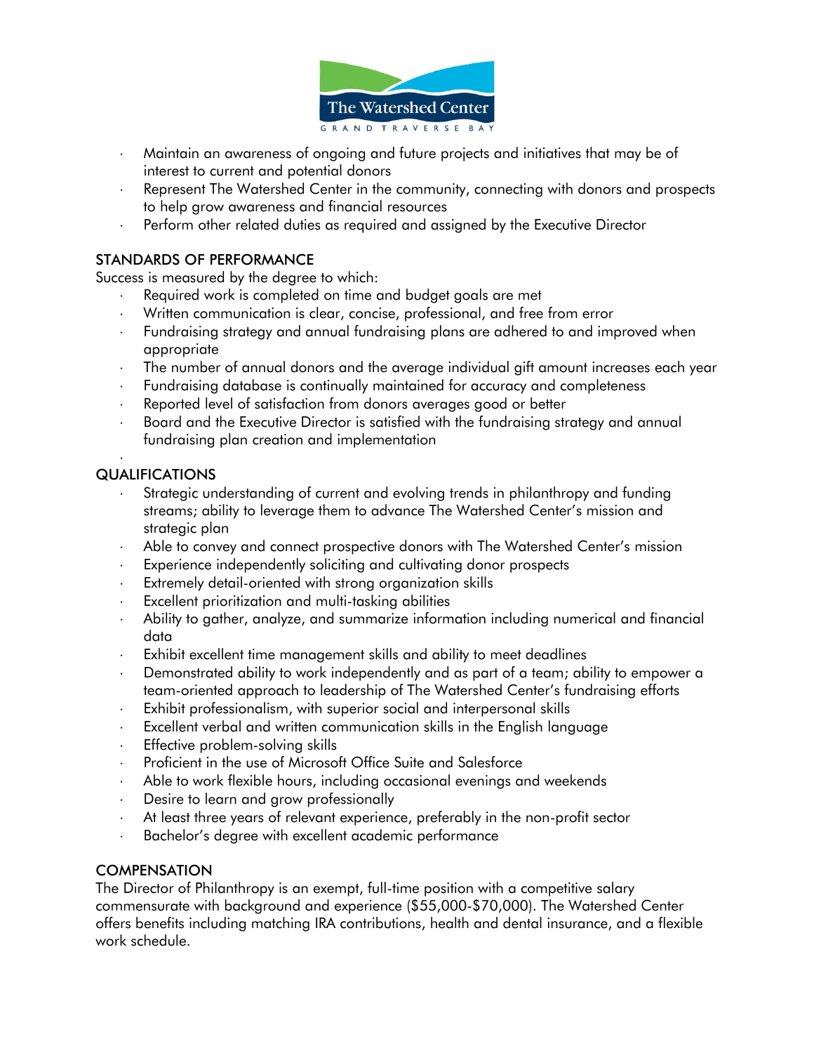- Maintain an awareness of ongoing and future projects and initiatives that may be of interest to current and potential donors
- Represent The Watershed Center in the community, connecting with donors and prospects to help grow awareness and financial resources
- Perform other related duties as required and assigned by the Executive Director

## STANDARDS OF PERFORMANCE

Success is measured by the degree to which:

- Required work is completed on time and budget goals are met
- Written communication is clear, concise, professional, and free from error
- Fundraising strategy and annual fundraising plans are adhered to and improved when appropriate
- The number of annual donors and the average individual gift amount increases each year
- Fundraising database is continually maintained for accuracy and completeness
- Reported level of satisfaction from donors averages good or better
- Board and the Executive Director is satisfied with the fundraising strategy and annual fundraising plan creation and implementation

## QUALIFICATIONS

- Strategic understanding of current and evolving trends in philanthropy and funding streams; ability to leverage them to advance The Watershed Center's mission and strategic plan
- Able to convey and connect prospective donors with The Watershed Center's mission
- Experience independently soliciting and cultivating donor prospects
- Extremely detail-oriented with strong organization skills
- Excellent prioritization and multi-tasking abilities
- Ability to gather, analyze, and summarize information including numerical and financial data
- Exhibit excellent time management skills and ability to meet deadlines
- Demonstrated ability to work independently and as part of a team; ability to empower a team-oriented approach to leadership of The Watershed Center's fundraising efforts
- Exhibit professionalism, with superior social and interpersonal skills
- Excellent verbal and written communication skills in the English language
- Effective problem-solving skills
- Proficient in the use of Microsoft Office Suite and Salesforce
- Able to work flexible hours, including occasional evenings and weekends
- Desire to learn and grow professionally
- At least three years of relevant experience, preferably in the non-profit sector
- Bachelor's degree with excellent academic performance

## COMPENSATION

The Director of Philanthropy is an exempt, full-time position with a competitive salary commensurate with background and experience ($55,000-$70,000). The Watershed Center offers benefits including matching IRA contributions, health and dental insurance, and a flexible work schedule.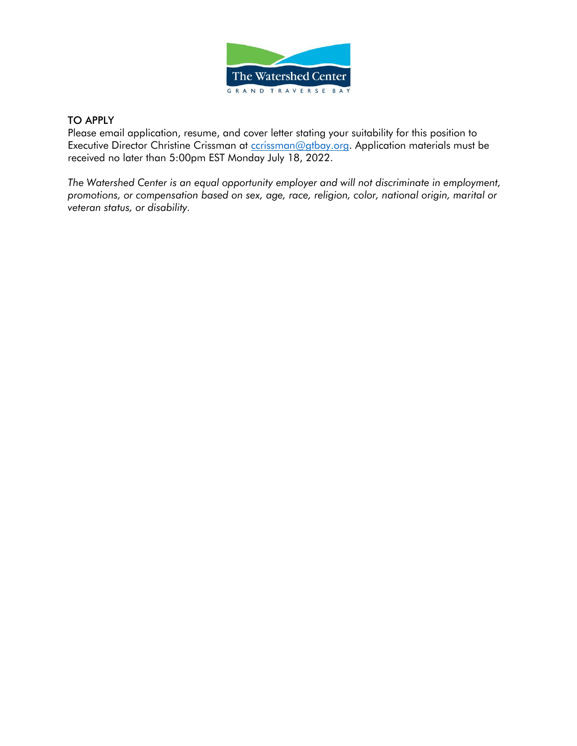## TO APPLY

Please email application, resume, and cover letter stating your suitability for this position to Executive Director Christine Crissman at ccrissman@gtbay.org. Application materials must be received no later than 5:00pm EST Monday July 18, 2022.

*The Watershed Center is an equal opportunity employer and will not discriminate in employment, promotions, or compensation based on sex, age, race, religion, color, national origin, marital or veteran status, or disability.*